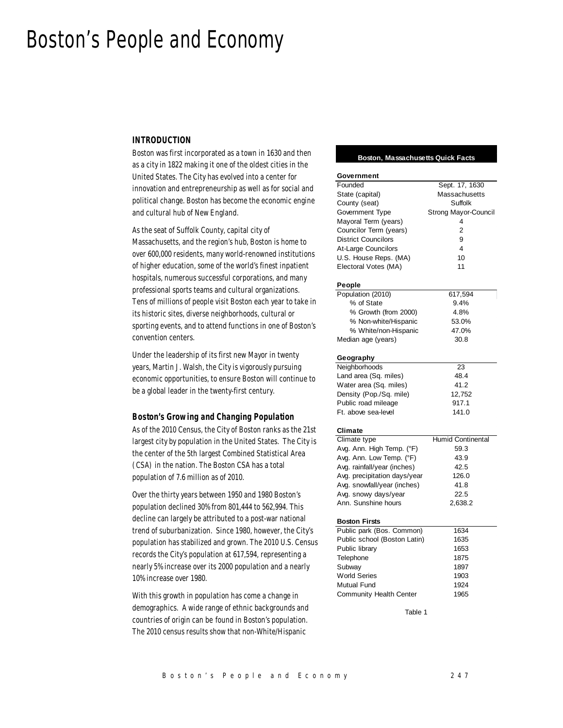# Boston's People and Economy

## INTRODUCTION

Boston was first incorporated as a town in 1630 and then as a city in 1822 making it one of the oldest cities in the United States. The City has evolved into a center for innovation and entrepreneurship as well as for social and political change. Boston has become the economic engine and cultural hub of New England.

As the seat of Suffolk County, capital city of Massachusetts, and the region's hub, Boston is home to over 600,000 residents, many world-renowned institutions of higher education, some of the world's finest inpatient hospitals, numerous successful corporations, and many professional sports teams and cultural organizations. Tens of millions of people visit Boston each year to take in its historic sites, diverse neighborhoods, cultural or sporting events, and to attend functions in one of Boston's convention centers.

Under the leadership of its first new Mayor in twenty years, Martin J. Walsh, the City is vigorously pursuing economic opportunities, to ensure Boston will continue to be a global leader in the twenty-first century.

### Boston's Growing and Changing Population

As of the 2010 Census, the City of Boston ranks as the 21st largest city by population in the United States. The City is the center of the 5th largest Combined Statistical Area (CSA) in the nation. The Boston CSA has a total population of 7.6 million as of 2010.

Over the thirty years between 1950 and 1980 Boston's population declined 30% from 801,444 to 562,994. This decline can largely be attributed to a post-war national trend of suburbanization. Since 1980, however, the City's population has stabilized and grown. The 2010 U.S. Census records the City's population at 617,594, representing a nearly 5% increase over its 2000 population and a nearly 10% increase over 1980.

With this growth in population has come a change in demographics. A wide range of ethnic backgrounds and countries of origin can be found in Boston's population. The 2010 census results show that non-White/Hispanic

| Boston, Massachusetts Quick Facts | |
|---|---|
| **Government** | |
| Founded | Sept. 17, 1630 |
| State (capital) | Massachusetts |
| County (seat) | Suffolk |
| Government Type | Strong Mayor-Council |
| Mayoral Term (years) | 4 |
| Councilor Term (years) | 2 |
| District Councilors | 9 |
| At-Large Councilors | 4 |
| U.S. House Reps. (MA) | 10 |
| Electoral Votes (MA) | 11 |
| **People** | |
| Population (2010) | 617,594 |
| % of State | 9.4% |
| % Growth (from 2000) | 4.8% |
| % Non-white/Hispanic | 53.0% |
| % White/non-Hispanic | 47.0% |
| Median age (years) | 30.8 |
| **Geography** | |
| Neighborhoods | 23 |
| Land area (Sq. miles) | 48.4 |
| Water area (Sq. miles) | 41.2 |
| Density (Pop./Sq. mile) | 12,752 |
| Public road mileage | 917.1 |
| Ft. above sea-level | 141.0 |
| **Climate** | |
| Climate type | Humid Continental |
| Avg. Ann. High Temp. (°F) | 59.3 |
| Avg. Ann. Low Temp. (°F) | 43.9 |
| Avg. rainfall/year (inches) | 42.5 |
| Avg. precipitation days/year | 126.0 |
| Avg. snowfall/year (inches) | 41.8 |
| Avg. snowy days/year | 22.5 |
| Ann. Sunshine hours | 2,638.2 |
| **Boston Firsts** | |
| Public park (Bos. Common) | 1634 |
| Public school (Boston Latin) | 1635 |
| Public library | 1653 |
| Telephone | 1875 |
| Subway | 1897 |
| World Series | 1903 |
| Mutual Fund | 1924 |
| Community Health Center | 1965 |

Table 1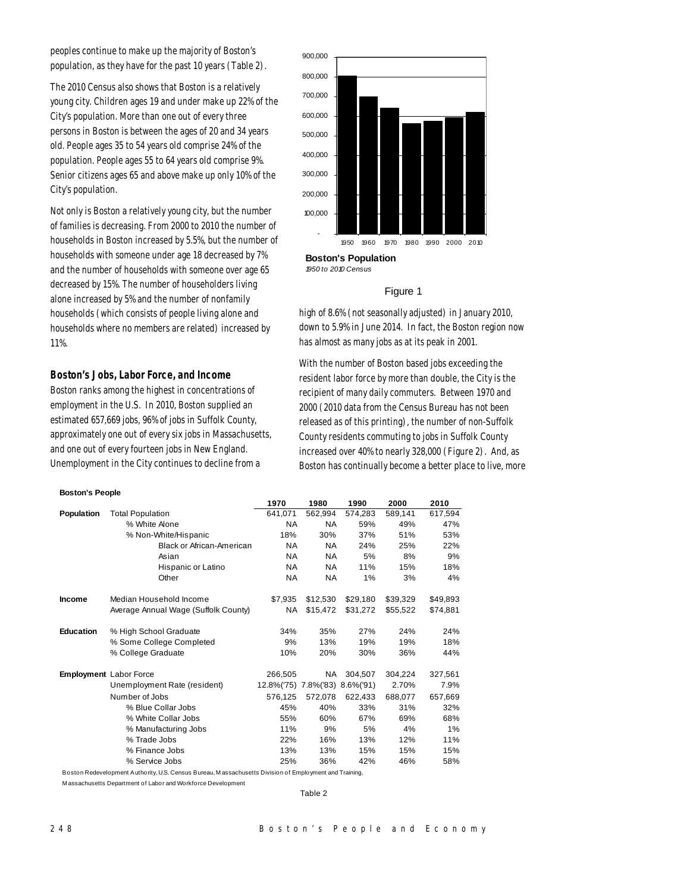peoples continue to make up the majority of Boston's population, as they have for the past 10 years (Table 2).

The 2010 Census also shows that Boston is a relatively young city. Children ages 19 and under make up 22% of the City's population. More than one out of every three persons in Boston is between the ages of 20 and 34 years old. People ages 35 to 54 years old comprise 24% of the population. People ages 55 to 64 years old comprise 9%. Senior citizens ages 65 and above make up only 10% of the City's population.

Not only is Boston a relatively young city, but the number of families is decreasing. From 2000 to 2010 the number of households in Boston increased by 5.5%, but the number of households with someone under age 18 decreased by 7% and the number of households with someone over age 65 decreased by 15%. The number of householders living alone increased by 5% and the number of nonfamily households (which consists of people living alone and households where no members are related) increased by 11%.

### Boston's Jobs, Labor Force, and Income

Boston ranks among the highest in concentrations of employment in the U.S. In 2010, Boston supplied an estimated 657,669 jobs, 96% of jobs in Suffolk County, approximately one out of every six jobs in Massachusetts, and one out of every fourteen jobs in New England. Unemployment in the City continues to decline from a high of 8.6% (not seasonally adjusted) in January 2010, down to 5.9% in June 2014. In fact, the Boston region now has almost as many jobs as at its peak in 2001.

With the number of Boston based jobs exceeding the resident labor force by more than double, the City is the recipient of many daily commuters. Between 1970 and 2000 (2010 data from the Census Bureau has not been released as of this printing), the number of non-Suffolk County residents commuting to jobs in Suffolk County increased over 40% to nearly 328,000 (Figure 2). And, as Boston has continually become a better place to live, more

**Boston's Population**
*1950 to 2010 Census*

Figure 1

**Boston's People**

| | | 1970 | 1980 | 1990 | 2000 | 2010 |
|---|---|---|---|---|---|---|
| **Population** | Total Population | 641,071 | 562,994 | 574,283 | 589,141 | 617,594 |
| | % White Alone | NA | NA | 59% | 49% | 47% |
| | % Non-White/Hispanic | 18% | 30% | 37% | 51% | 53% |
| | Black or African-American | NA | NA | 24% | 25% | 22% |
| | Asian | NA | NA | 5% | 8% | 9% |
| | Hispanic or Latino | NA | NA | 11% | 15% | 18% |
| | Other | NA | NA | 1% | 3% | 4% |
| **Income** | Median Household Income | $7,935 | $12,530 | $29,180 | $39,329 | $49,893 |
| | Average Annual Wage (Suffolk County) | NA | $15,472 | $31,272 | $55,522 | $74,881 |
| **Education** | % High School Graduate | 34% | 35% | 27% | 24% | 24% |
| | % Some College Completed | 9% | 13% | 19% | 19% | 18% |
| | % College Graduate | 10% | 20% | 30% | 36% | 44% |
| **Employment** | Labor Force | 266,505 | NA | 304,507 | 304,224 | 327,561 |
| | Unemployment Rate (resident) | 12.8%('75) | 7.8%('83) | 8.6%('91) | 2.70% | 7.9% |
| | Number of Jobs | 576,125 | 572,078 | 622,433 | 688,077 | 657,669 |
| | % Blue Collar Jobs | 45% | 40% | 33% | 31% | 32% |
| | % White Collar Jobs | 55% | 60% | 67% | 69% | 68% |
| | % Manufacturing Jobs | 11% | 9% | 5% | 4% | 1% |
| | % Trade Jobs | 22% | 16% | 13% | 12% | 11% |
| | % Finance Jobs | 13% | 13% | 15% | 15% | 15% |
| | % Service Jobs | 25% | 36% | 42% | 46% | 58% |

Boston Redevelopment Authority, U.S. Census Bureau, Massachusetts Division of Employment and Training, Massachusetts Department of Labor and Workforce Development

Table 2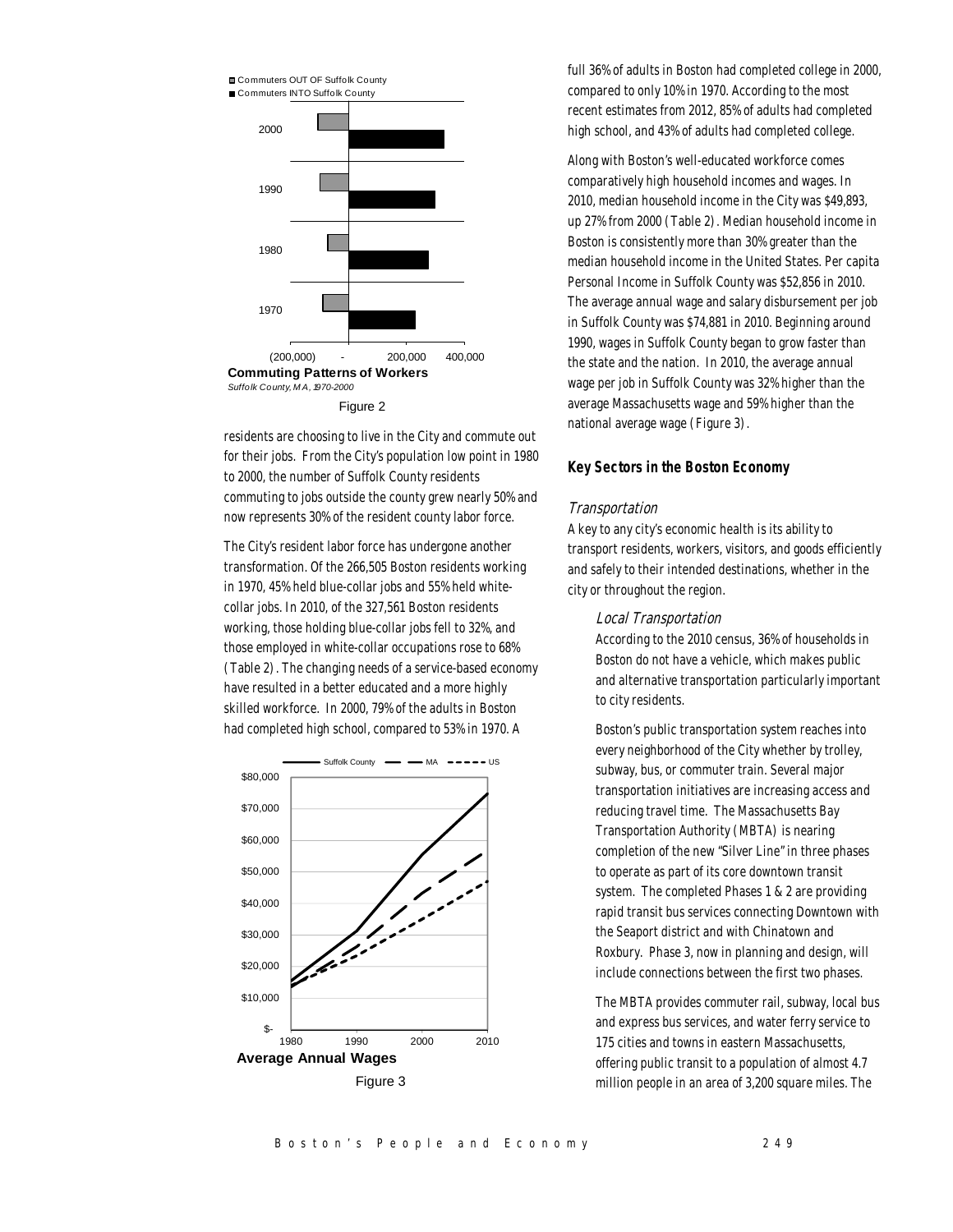Commuting Patterns of Workers
*Suffolk County, MA, 1970-2000*

Figure 2

residents are choosing to live in the City and commute out for their jobs. From the City's population low point in 1980 to 2000, the number of Suffolk County residents commuting to jobs outside the county grew nearly 50% and now represents 30% of the resident county labor force.

The City's resident labor force has undergone another transformation. Of the 266,505 Boston residents working in 1970, 45% held blue-collar jobs and 55% held white-collar jobs. In 2010, of the 327,561 Boston residents working, those holding blue-collar jobs fell to 32%, and those employed in white-collar occupations rose to 68% (Table 2). The changing needs of a service-based economy have resulted in a better educated and a more highly skilled workforce. In 2000, 79% of the adults in Boston had completed high school, compared to 53% in 1970. A full 36% of adults in Boston had completed college in 2000, compared to only 10% in 1970. According to the most recent estimates from 2012, 85% of adults had completed high school, and 43% of adults had completed college.

Average Annual Wages

Figure 3

Along with Boston's well-educated workforce comes comparatively high household incomes and wages. In 2010, median household income in the City was $49,893, up 27% from 2000 (Table 2). Median household income in Boston is consistently more than 30% greater than the median household income in the United States. Per capita Personal Income in Suffolk County was $52,856 in 2010. The average annual wage and salary disbursement per job in Suffolk County was $74,881 in 2010. Beginning around 1990, wages in Suffolk County began to grow faster than the state and the nation. In 2010, the average annual wage per job in Suffolk County was 32% higher than the average Massachusetts wage and 59% higher than the national average wage (Figure 3).

## Key Sectors in the Boston Economy

### *Transportation*

A key to any city's economic health is its ability to transport residents, workers, visitors, and goods efficiently and safely to their intended destinations, whether in the city or throughout the region.

#### *Local Transportation*

According to the 2010 census, 36% of households in Boston do not have a vehicle, which makes public and alternative transportation particularly important to city residents.

Boston's public transportation system reaches into every neighborhood of the City whether by trolley, subway, bus, or commuter train. Several major transportation initiatives are increasing access and reducing travel time. The Massachusetts Bay Transportation Authority (MBTA) is nearing completion of the new "Silver Line" in three phases to operate as part of its core downtown transit system. The completed Phases 1 & 2 are providing rapid transit bus services connecting Downtown with the Seaport district and with Chinatown and Roxbury. Phase 3, now in planning and design, will include connections between the first two phases.

The MBTA provides commuter rail, subway, local bus and express bus services, and water ferry service to 175 cities and towns in eastern Massachusetts, offering public transit to a population of almost 4.7 million people in an area of 3,200 square miles. The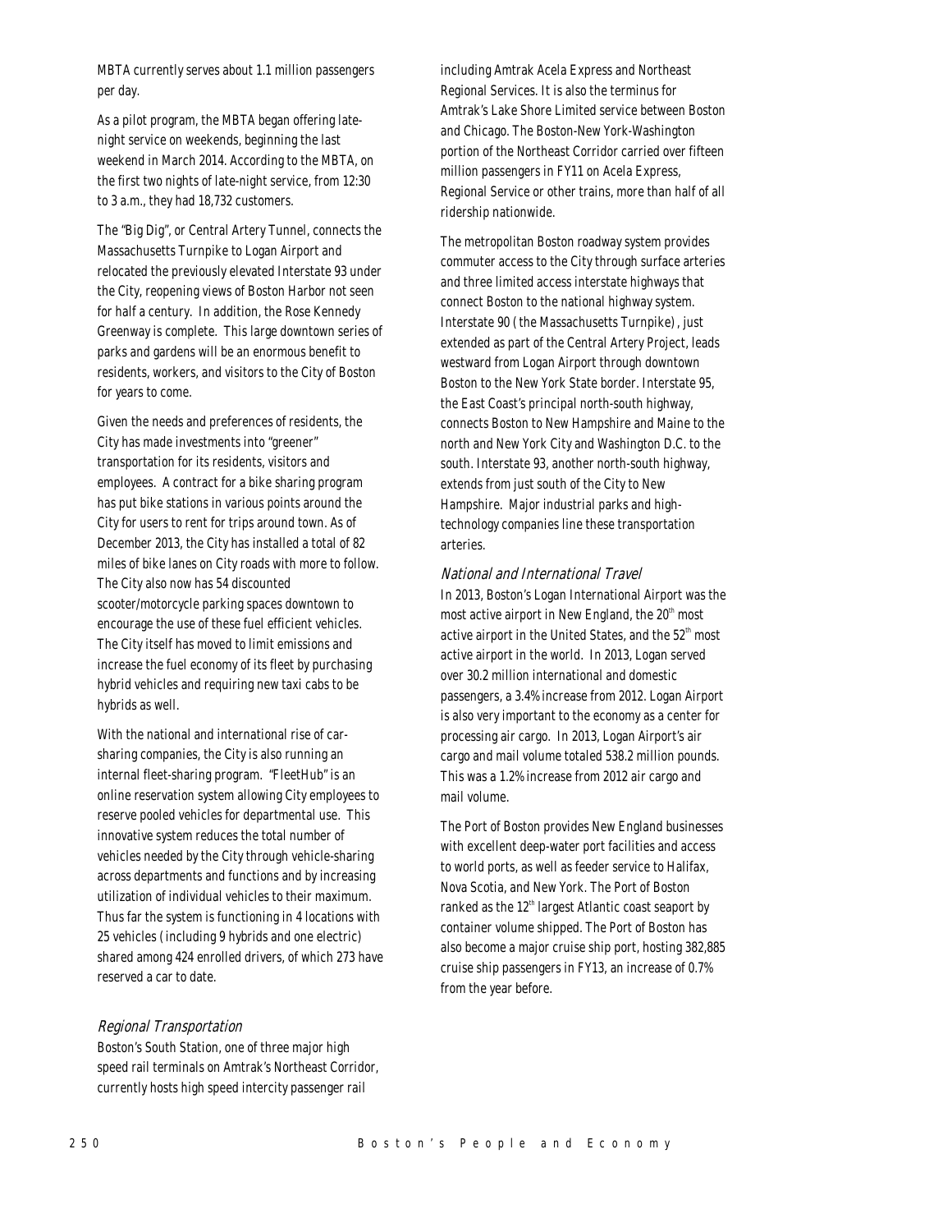MBTA currently serves about 1.1 million passengers per day.

As a pilot program, the MBTA began offering late-night service on weekends, beginning the last weekend in March 2014. According to the MBTA, on the first two nights of late-night service, from 12:30 to 3 a.m., they had 18,732 customers.

The "Big Dig", or Central Artery Tunnel, connects the Massachusetts Turnpike to Logan Airport and relocated the previously elevated Interstate 93 under the City, reopening views of Boston Harbor not seen for half a century. In addition, the Rose Kennedy Greenway is complete. This large downtown series of parks and gardens will be an enormous benefit to residents, workers, and visitors to the City of Boston for years to come.

Given the needs and preferences of residents, the City has made investments into "greener" transportation for its residents, visitors and employees. A contract for a bike sharing program has put bike stations in various points around the City for users to rent for trips around town. As of December 2013, the City has installed a total of 82 miles of bike lanes on City roads with more to follow. The City also now has 54 discounted scooter/motorcycle parking spaces downtown to encourage the use of these fuel efficient vehicles. The City itself has moved to limit emissions and increase the fuel economy of its fleet by purchasing hybrid vehicles and requiring new taxi cabs to be hybrids as well.

With the national and international rise of car-sharing companies, the City is also running an internal fleet-sharing program. "FleetHub" is an online reservation system allowing City employees to reserve pooled vehicles for departmental use. This innovative system reduces the total number of vehicles needed by the City through vehicle-sharing across departments and functions and by increasing utilization of individual vehicles to their maximum. Thus far the system is functioning in 4 locations with 25 vehicles (including 9 hybrids and one electric) shared among 424 enrolled drivers, of which 273 have reserved a car to date.

### *Regional Transportation*

Boston's South Station, one of three major high speed rail terminals on Amtrak's Northeast Corridor, currently hosts high speed intercity passenger rail including Amtrak Acela Express and Northeast Regional Services. It is also the terminus for Amtrak's Lake Shore Limited service between Boston and Chicago. The Boston-New York-Washington portion of the Northeast Corridor carried over fifteen million passengers in FY11 on Acela Express, Regional Service or other trains, more than half of all ridership nationwide.

The metropolitan Boston roadway system provides commuter access to the City through surface arteries and three limited access interstate highways that connect Boston to the national highway system. Interstate 90 (the Massachusetts Turnpike), just extended as part of the Central Artery Project, leads westward from Logan Airport through downtown Boston to the New York State border. Interstate 95, the East Coast's principal north-south highway, connects Boston to New Hampshire and Maine to the north and New York City and Washington D.C. to the south. Interstate 93, another north-south highway, extends from just south of the City to New Hampshire. Major industrial parks and high-technology companies line these transportation arteries.

### *National and International Travel*

In 2013, Boston's Logan International Airport was the most active airport in New England, the 20th most active airport in the United States, and the 52nd most active airport in the world. In 2013, Logan served over 30.2 million international and domestic passengers, a 3.4% increase from 2012. Logan Airport is also very important to the economy as a center for processing air cargo. In 2013, Logan Airport's air cargo and mail volume totaled 538.2 million pounds. This was a 1.2% increase from 2012 air cargo and mail volume.

The Port of Boston provides New England businesses with excellent deep-water port facilities and access to world ports, as well as feeder service to Halifax, Nova Scotia, and New York. The Port of Boston ranked as the 12th largest Atlantic coast seaport by container volume shipped. The Port of Boston has also become a major cruise ship port, hosting 382,885 cruise ship passengers in FY13, an increase of 0.7% from the year before.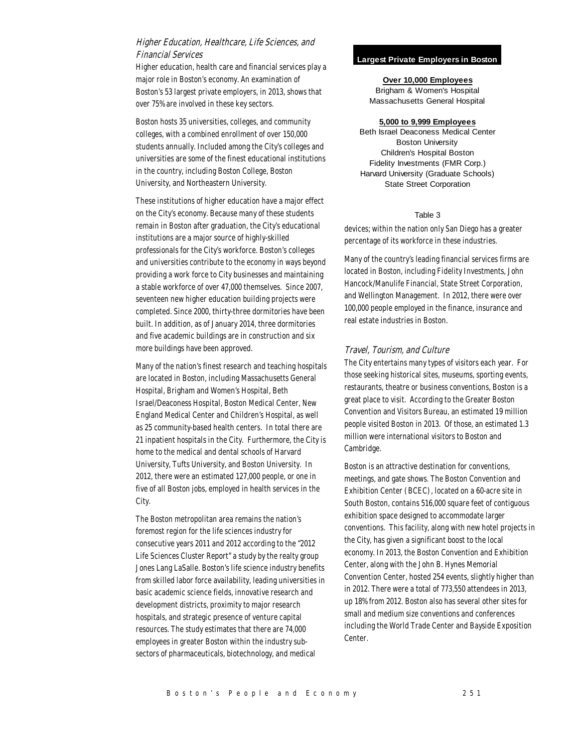### Higher Education, Healthcare, Life Sciences, and Financial Services

Higher education, health care and financial services play a major role in Boston's economy. An examination of Boston's 53 largest private employers, in 2013, shows that over 75% are involved in these key sectors.

Boston hosts 35 universities, colleges, and community colleges, with a combined enrollment of over 150,000 students annually. Included among the City's colleges and universities are some of the finest educational institutions in the country, including Boston College, Boston University, and Northeastern University.

These institutions of higher education have a major effect on the City's economy. Because many of these students remain in Boston after graduation, the City's educational institutions are a major source of highly-skilled professionals for the City's workforce. Boston's colleges and universities contribute to the economy in ways beyond providing a work force to City businesses and maintaining a stable workforce of over 47,000 themselves. Since 2007, seventeen new higher education building projects were completed. Since 2000, thirty-three dormitories have been built. In addition, as of January 2014, three dormitories and five academic buildings are in construction and six more buildings have been approved.

Many of the nation's finest research and teaching hospitals are located in Boston, including Massachusetts General Hospital, Brigham and Women's Hospital, Beth Israel/Deaconess Hospital, Boston Medical Center, New England Medical Center and Children's Hospital, as well as 25 community-based health centers. In total there are 21 inpatient hospitals in the City. Furthermore, the City is home to the medical and dental schools of Harvard University, Tufts University, and Boston University. In 2012, there were an estimated 127,000 people, or one in five of all Boston jobs, employed in health services in the City.

The Boston metropolitan area remains the nation's foremost region for the life sciences industry for consecutive years 2011 and 2012 according to the "2012 Life Sciences Cluster Report" a study by the realty group Jones Lang LaSalle. Boston's life science industry benefits from skilled labor force availability, leading universities in basic academic science fields, innovative research and development districts, proximity to major research hospitals, and strategic presence of venture capital resources. The study estimates that there are 74,000 employees in greater Boston within the industry sub-sectors of pharmaceuticals, biotechnology, and medical devices; within the nation only San Diego has a greater percentage of its workforce in these industries.

**Largest Private Employers in Boston**

**Over 10,000 Employees**

Brigham & Women's Hospital
Massachusetts General Hospital

**5,000 to 9,999 Employees**

Beth Israel Deaconess Medical Center
Boston University
Children's Hospital Boston
Fidelity Investments (FMR Corp.)
Harvard University (Graduate Schools)
State Street Corporation

Table 3

Many of the country's leading financial services firms are located in Boston, including Fidelity Investments, John Hancock/Manulife Financial, State Street Corporation, and Wellington Management. In 2012, there were over 100,000 people employed in the finance, insurance and real estate industries in Boston.

### Travel, Tourism, and Culture

The City entertains many types of visitors each year. For those seeking historical sites, museums, sporting events, restaurants, theatre or business conventions, Boston is a great place to visit. According to the Greater Boston Convention and Visitors Bureau, an estimated 19 million people visited Boston in 2013. Of those, an estimated 1.3 million were international visitors to Boston and Cambridge.

Boston is an attractive destination for conventions, meetings, and gate shows. The Boston Convention and Exhibition Center (BCEC), located on a 60-acre site in South Boston, contains 516,000 square feet of contiguous exhibition space designed to accommodate larger conventions. This facility, along with new hotel projects in the City, has given a significant boost to the local economy. In 2013, the Boston Convention and Exhibition Center, along with the John B. Hynes Memorial Convention Center, hosted 254 events, slightly higher than in 2012. There were a total of 773,550 attendees in 2013, up 18% from 2012. Boston also has several other sites for small and medium size conventions and conferences including the World Trade Center and Bayside Exposition Center.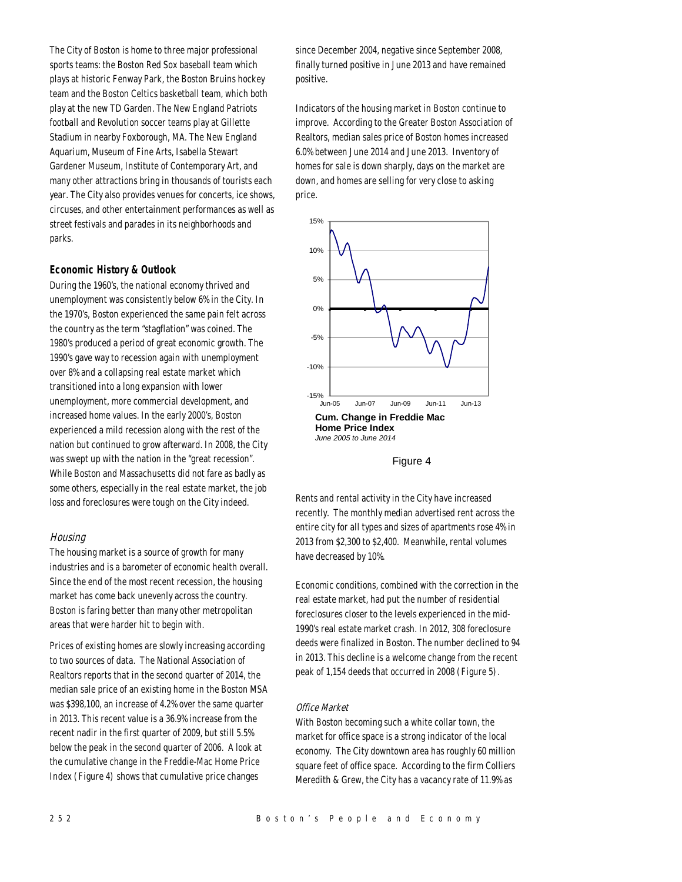The City of Boston is home to three major professional sports teams: the Boston Red Sox baseball team which plays at historic Fenway Park, the Boston Bruins hockey team and the Boston Celtics basketball team, which both play at the new TD Garden. The New England Patriots football and Revolution soccer teams play at Gillette Stadium in nearby Foxborough, MA. The New England Aquarium, Museum of Fine Arts, Isabella Stewart Gardener Museum, Institute of Contemporary Art, and many other attractions bring in thousands of tourists each year. The City also provides venues for concerts, ice shows, circuses, and other entertainment performances as well as street festivals and parades in its neighborhoods and parks.

## Economic History & Outlook

During the 1960's, the national economy thrived and unemployment was consistently below 6% in the City. In the 1970's, Boston experienced the same pain felt across the country as the term "stagflation" was coined. The 1980's produced a period of great economic growth. The 1990's gave way to recession again with unemployment over 8% and a collapsing real estate market which transitioned into a long expansion with lower unemployment, more commercial development, and increased home values. In the early 2000's, Boston experienced a mild recession along with the rest of the nation but continued to grow afterward. In 2008, the City was swept up with the nation in the "great recession". While Boston and Massachusetts did not fare as badly as some others, especially in the real estate market, the job loss and foreclosures were tough on the City indeed.

### *Housing*

The housing market is a source of growth for many industries and is a barometer of economic health overall. Since the end of the most recent recession, the housing market has come back unevenly across the country. Boston is faring better than many other metropolitan areas that were harder hit to begin with.

Prices of existing homes are slowly increasing according to two sources of data. The National Association of Realtors reports that in the second quarter of 2014, the median sale price of an existing home in the Boston MSA was $398,100, an increase of 4.2% over the same quarter in 2013. This recent value is a 36.9% increase from the recent nadir in the first quarter of 2009, but still 5.5% below the peak in the second quarter of 2006. A look at the cumulative change in the Freddie-Mac Home Price Index (Figure 4) shows that cumulative price changes since December 2004, negative since September 2008, finally turned positive in June 2013 and have remained positive.

Indicators of the housing market in Boston continue to improve. According to the Greater Boston Association of Realtors, median sales price of Boston homes increased 6.0% between June 2014 and June 2013. Inventory of homes for sale is down sharply, days on the market are down, and homes are selling for very close to asking price.

**Cum. Change in Freddie Mac Home Price Index**
*June 2005 to June 2014*

Figure 4

Rents and rental activity in the City have increased recently. The monthly median advertised rent across the entire city for all types and sizes of apartments rose 4% in 2013 from $2,300 to $2,400. Meanwhile, rental volumes have decreased by 10%.

Economic conditions, combined with the correction in the real estate market, had put the number of residential foreclosures closer to the levels experienced in the mid-1990's real estate market crash. In 2012, 308 foreclosure deeds were finalized in Boston. The number declined to 94 in 2013. This decline is a welcome change from the recent peak of 1,154 deeds that occurred in 2008 (Figure 5).

### *Office Market*

With Boston becoming such a white collar town, the market for office space is a strong indicator of the local economy. The City downtown area has roughly 60 million square feet of office space. According to the firm Colliers Meredith & Grew, the City has a vacancy rate of 11.9% as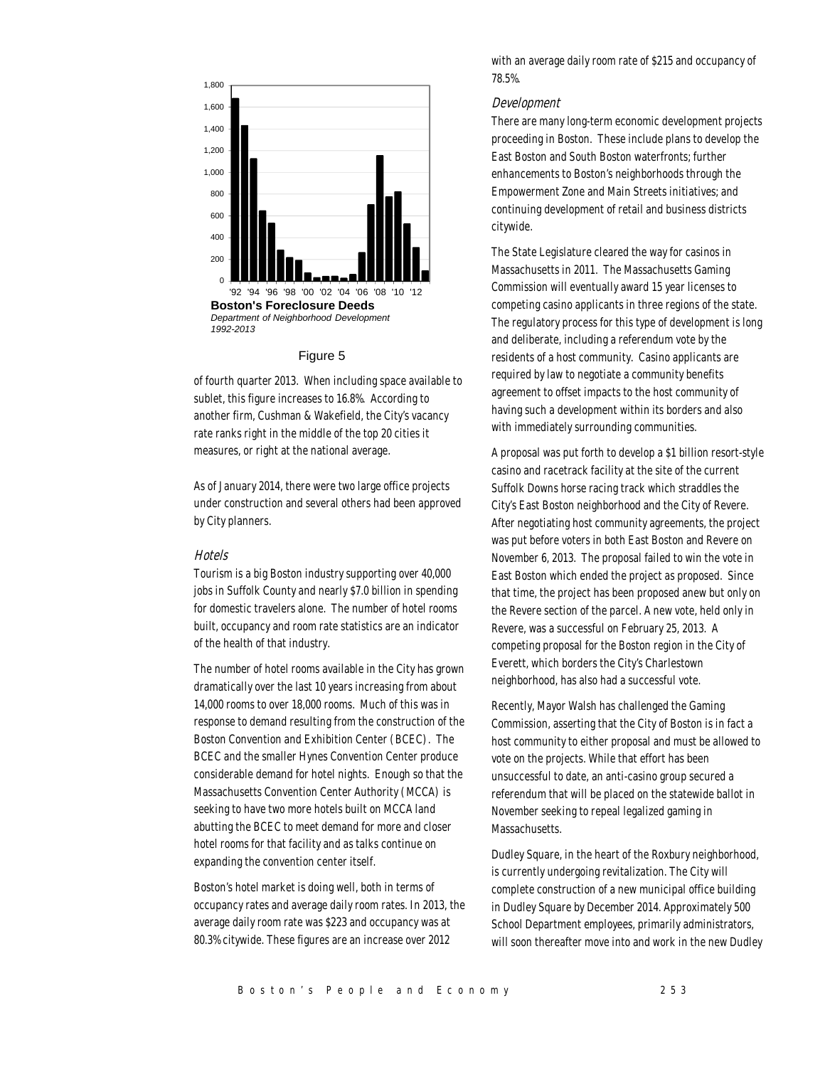Boston's Foreclosure Deeds

*Department of Neighborhood Development*

*1992-2013*

Figure 5

of fourth quarter 2013. When including space available to sublet, this figure increases to 16.8%. According to another firm, Cushman & Wakefield, the City's vacancy rate ranks right in the middle of the top 20 cities it measures, or right at the national average.

As of January 2014, there were two large office projects under construction and several others had been approved by City planners.

### *Hotels*

Tourism is a big Boston industry supporting over 40,000 jobs in Suffolk County and nearly $7.0 billion in spending for domestic travelers alone. The number of hotel rooms built, occupancy and room rate statistics are an indicator of the health of that industry.

The number of hotel rooms available in the City has grown dramatically over the last 10 years increasing from about 14,000 rooms to over 18,000 rooms. Much of this was in response to demand resulting from the construction of the Boston Convention and Exhibition Center (BCEC). The BCEC and the smaller Hynes Convention Center produce considerable demand for hotel nights. Enough so that the Massachusetts Convention Center Authority (MCCA) is seeking to have two more hotels built on MCCA land abutting the BCEC to meet demand for more and closer hotel rooms for that facility and as talks continue on expanding the convention center itself.

Boston's hotel market is doing well, both in terms of occupancy rates and average daily room rates. In 2013, the average daily room rate was $223 and occupancy was at 80.3% citywide. These figures are an increase over 2012 with an average daily room rate of $215 and occupancy of 78.5%.

### *Development*

There are many long-term economic development projects proceeding in Boston. These include plans to develop the East Boston and South Boston waterfronts; further enhancements to Boston's neighborhoods through the Empowerment Zone and Main Streets initiatives; and continuing development of retail and business districts citywide.

The State Legislature cleared the way for casinos in Massachusetts in 2011. The Massachusetts Gaming Commission will eventually award 15 year licenses to competing casino applicants in three regions of the state. The regulatory process for this type of development is long and deliberate, including a referendum vote by the residents of a host community. Casino applicants are required by law to negotiate a community benefits agreement to offset impacts to the host community of having such a development within its borders and also with immediately surrounding communities.

A proposal was put forth to develop a $1 billion resort-style casino and racetrack facility at the site of the current Suffolk Downs horse racing track which straddles the City's East Boston neighborhood and the City of Revere. After negotiating host community agreements, the project was put before voters in both East Boston and Revere on November 6, 2013. The proposal failed to win the vote in East Boston which ended the project as proposed. Since that time, the project has been proposed anew but only on the Revere section of the parcel. A new vote, held only in Revere, was a successful on February 25, 2013. A competing proposal for the Boston region in the City of Everett, which borders the City's Charlestown neighborhood, has also had a successful vote.

Recently, Mayor Walsh has challenged the Gaming Commission, asserting that the City of Boston is in fact a host community to either proposal and must be allowed to vote on the projects. While that effort has been unsuccessful to date, an anti-casino group secured a referendum that will be placed on the statewide ballot in November seeking to repeal legalized gaming in Massachusetts.

Dudley Square, in the heart of the Roxbury neighborhood, is currently undergoing revitalization. The City will complete construction of a new municipal office building in Dudley Square by December 2014. Approximately 500 School Department employees, primarily administrators, will soon thereafter move into and work in the new Dudley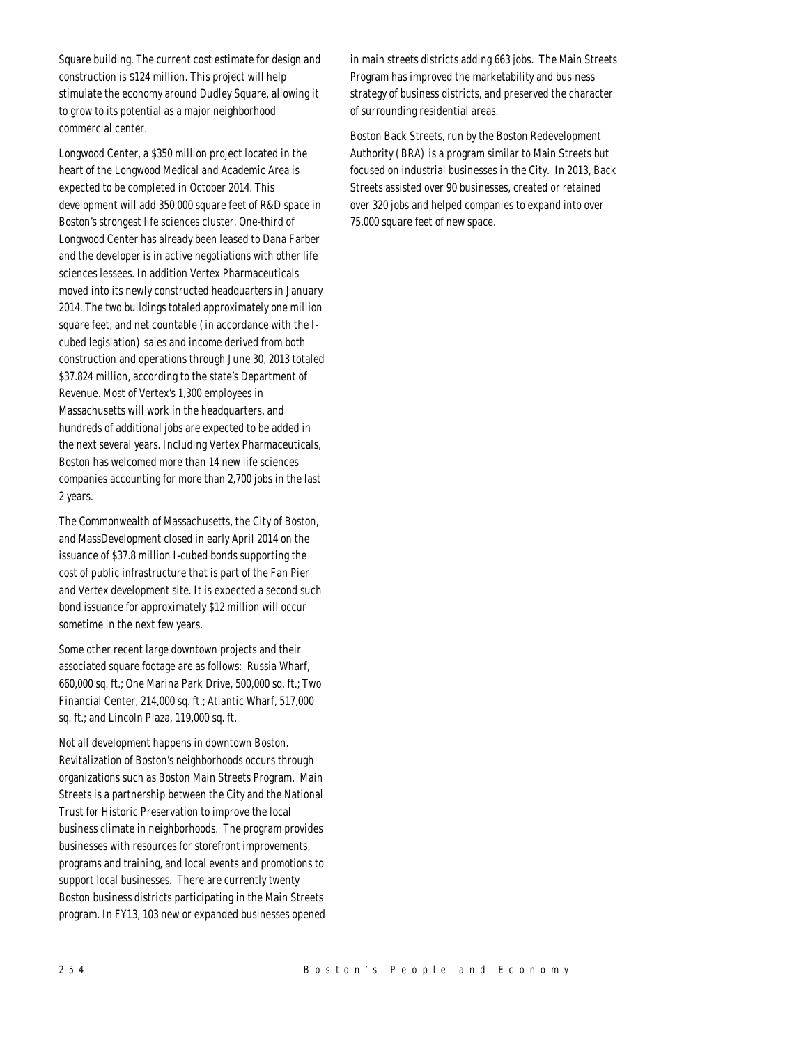Square building. The current cost estimate for design and construction is $124 million. This project will help stimulate the economy around Dudley Square, allowing it to grow to its potential as a major neighborhood commercial center.

Longwood Center, a $350 million project located in the heart of the Longwood Medical and Academic Area is expected to be completed in October 2014. This development will add 350,000 square feet of R&D space in Boston's strongest life sciences cluster. One-third of Longwood Center has already been leased to Dana Farber and the developer is in active negotiations with other life sciences lessees. In addition Vertex Pharmaceuticals moved into its newly constructed headquarters in January 2014. The two buildings totaled approximately one million square feet, and net countable (in accordance with the I-cubed legislation) sales and income derived from both construction and operations through June 30, 2013 totaled $37.824 million, according to the state's Department of Revenue. Most of Vertex's 1,300 employees in Massachusetts will work in the headquarters, and hundreds of additional jobs are expected to be added in the next several years. Including Vertex Pharmaceuticals, Boston has welcomed more than 14 new life sciences companies accounting for more than 2,700 jobs in the last 2 years.

The Commonwealth of Massachusetts, the City of Boston, and MassDevelopment closed in early April 2014 on the issuance of $37.8 million I-cubed bonds supporting the cost of public infrastructure that is part of the Fan Pier and Vertex development site. It is expected a second such bond issuance for approximately $12 million will occur sometime in the next few years.

Some other recent large downtown projects and their associated square footage are as follows: Russia Wharf, 660,000 sq. ft.; One Marina Park Drive, 500,000 sq. ft.; Two Financial Center, 214,000 sq. ft.; Atlantic Wharf, 517,000 sq. ft.; and Lincoln Plaza, 119,000 sq. ft.

Not all development happens in downtown Boston. Revitalization of Boston's neighborhoods occurs through organizations such as Boston Main Streets Program. Main Streets is a partnership between the City and the National Trust for Historic Preservation to improve the local business climate in neighborhoods. The program provides businesses with resources for storefront improvements, programs and training, and local events and promotions to support local businesses. There are currently twenty Boston business districts participating in the Main Streets program. In FY13, 103 new or expanded businesses opened in main streets districts adding 663 jobs. The Main Streets Program has improved the marketability and business strategy of business districts, and preserved the character of surrounding residential areas.

Boston Back Streets, run by the Boston Redevelopment Authority (BRA) is a program similar to Main Streets but focused on industrial businesses in the City. In 2013, Back Streets assisted over 90 businesses, created or retained over 320 jobs and helped companies to expand into over 75,000 square feet of new space.